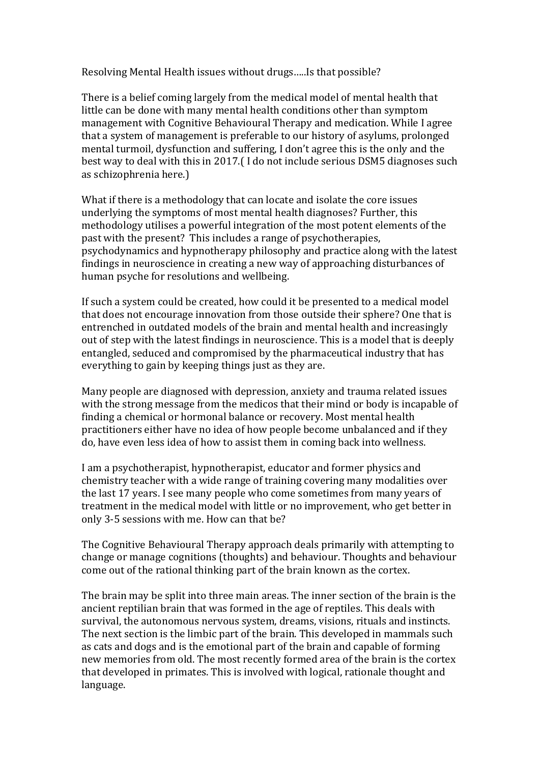Resolving Mental Health issues without drugs.....Is that possible?

There is a belief coming largely from the medical model of mental health that little can be done with many mental health conditions other than symptom management with Cognitive Behavioural Therapy and medication. While I agree that a system of management is preferable to our history of asylums, prolonged mental turmoil, dysfunction and suffering, I don't agree this is the only and the best way to deal with this in 2017.( I do not include serious DSM5 diagnoses such as schizophrenia here.)

What if there is a methodology that can locate and isolate the core issues underlying the symptoms of most mental health diagnoses? Further, this methodology utilises a powerful integration of the most potent elements of the past with the present? This includes a range of psychotherapies, psychodynamics and hypnotherapy philosophy and practice along with the latest findings in neuroscience in creating a new way of approaching disturbances of human psyche for resolutions and wellbeing.

If such a system could be created, how could it be presented to a medical model that does not encourage innovation from those outside their sphere? One that is entrenched in outdated models of the brain and mental health and increasingly out of step with the latest findings in neuroscience. This is a model that is deeply entangled, seduced and compromised by the pharmaceutical industry that has everything to gain by keeping things just as they are.

Many people are diagnosed with depression, anxiety and trauma related issues with the strong message from the medicos that their mind or body is incapable of finding a chemical or hormonal balance or recovery. Most mental health practitioners either have no idea of how people become unbalanced and if they do, have even less idea of how to assist them in coming back into wellness.

I am a psychotherapist, hypnotherapist, educator and former physics and chemistry teacher with a wide range of training covering many modalities over the last 17 years. I see many people who come sometimes from many years of treatment in the medical model with little or no improvement, who get better in only 3-5 sessions with me. How can that be?

The Cognitive Behavioural Therapy approach deals primarily with attempting to change or manage cognitions (thoughts) and behaviour. Thoughts and behaviour come out of the rational thinking part of the brain known as the cortex.

The brain may be split into three main areas. The inner section of the brain is the ancient reptilian brain that was formed in the age of reptiles. This deals with survival, the autonomous nervous system, dreams, visions, rituals and instincts. The next section is the limbic part of the brain. This developed in mammals such as cats and dogs and is the emotional part of the brain and capable of forming new memories from old. The most recently formed area of the brain is the cortex that developed in primates. This is involved with logical, rationale thought and language.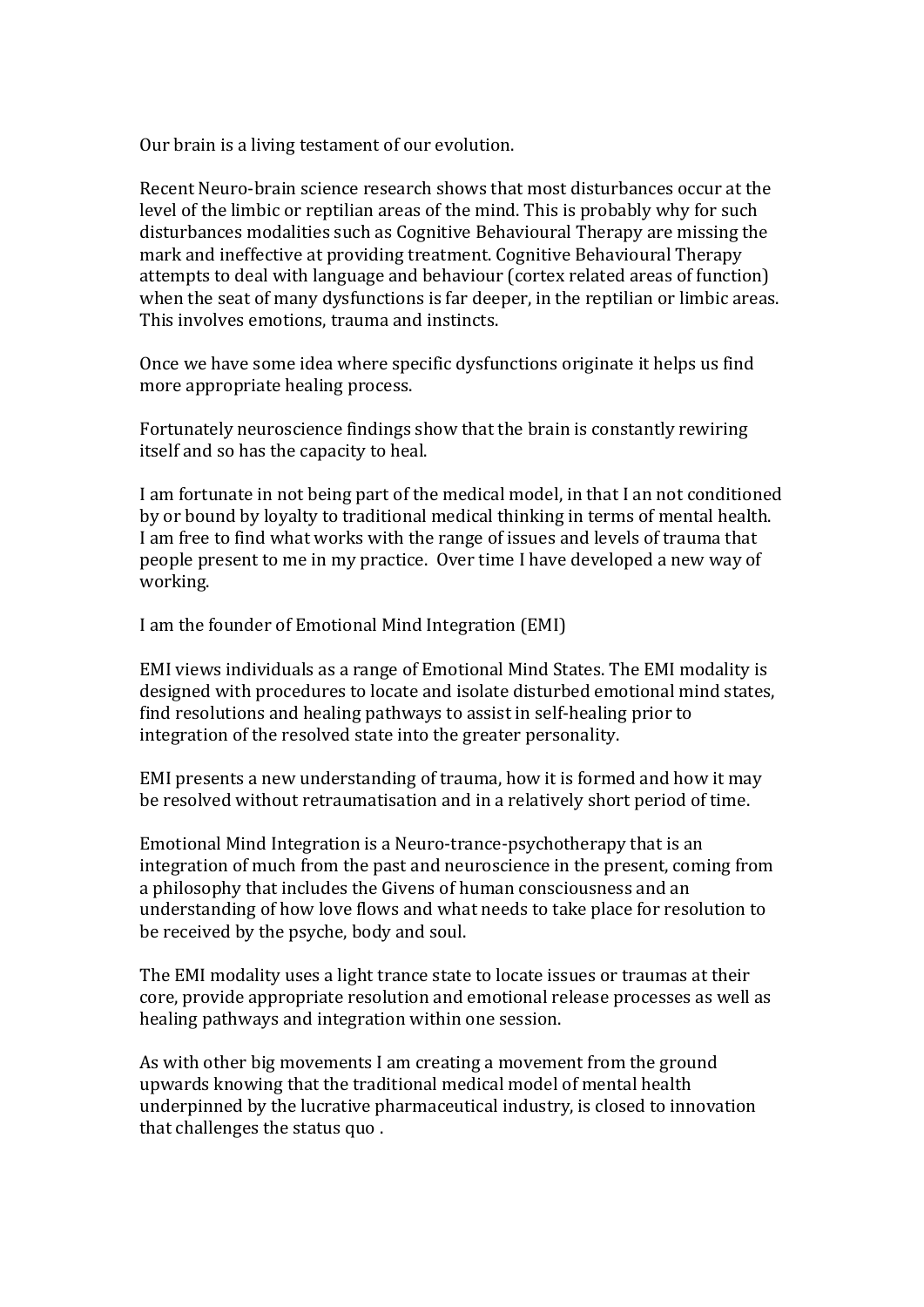Our brain is a living testament of our evolution.

Recent Neuro-brain science research shows that most disturbances occur at the level of the limbic or reptilian areas of the mind. This is probably why for such disturbances modalities such as Cognitive Behavioural Therapy are missing the mark and ineffective at providing treatment. Cognitive Behavioural Therapy attempts to deal with language and behaviour (cortex related areas of function) when the seat of many dysfunctions is far deeper, in the reptilian or limbic areas. This involves emotions, trauma and instincts.

Once we have some idea where specific dysfunctions originate it helps us find more appropriate healing process.

Fortunately neuroscience findings show that the brain is constantly rewiring itself and so has the capacity to heal.

I am fortunate in not being part of the medical model, in that I an not conditioned by or bound by loyalty to traditional medical thinking in terms of mental health. I am free to find what works with the range of issues and levels of trauma that people present to me in my practice. Over time I have developed a new way of working.

I am the founder of Emotional Mind Integration (EMI)

EMI views individuals as a range of Emotional Mind States. The EMI modality is designed with procedures to locate and isolate disturbed emotional mind states, find resolutions and healing pathways to assist in self-healing prior to integration of the resolved state into the greater personality.

EMI presents a new understanding of trauma, how it is formed and how it may be resolved without retraumatisation and in a relatively short period of time.

Emotional Mind Integration is a Neuro-trance-psychotherapy that is an integration of much from the past and neuroscience in the present, coming from a philosophy that includes the Givens of human consciousness and an understanding of how love flows and what needs to take place for resolution to be received by the psyche, body and soul.

The EMI modality uses a light trance state to locate issues or traumas at their core, provide appropriate resolution and emotional release processes as well as healing pathways and integration within one session.

As with other big movements I am creating a movement from the ground upwards knowing that the traditional medical model of mental health underpinned by the lucrative pharmaceutical industry, is closed to innovation that challenges the status quo .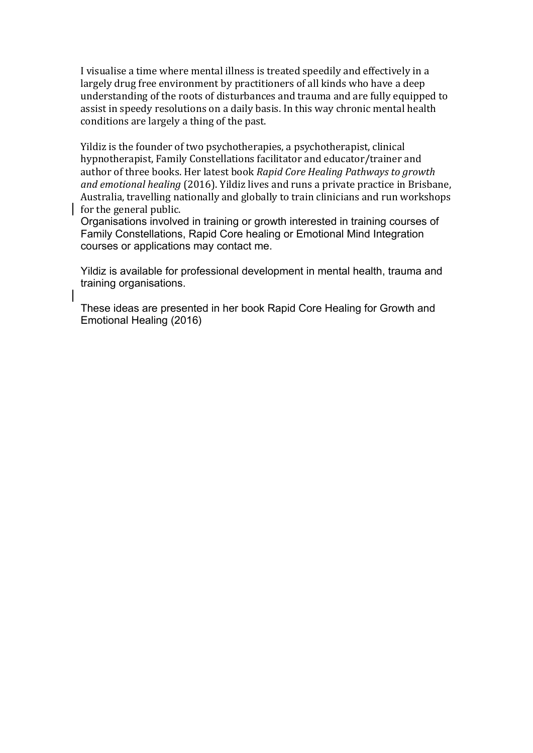I visualise a time where mental illness is treated speedily and effectively in a largely drug free environment by practitioners of all kinds who have a deep understanding of the roots of disturbances and trauma and are fully equipped to assist in speedy resolutions on a daily basis. In this way chronic mental health conditions are largely a thing of the past.

Yildiz is the founder of two psychotherapies, a psychotherapist, clinical hypnotherapist, Family Constellations facilitator and educator/trainer and author of three books. Her latest book *Rapid Core Healing Pathways to growth and emotional healing* (2016). Yildiz lives and runs a private practice in Brisbane, Australia, travelling nationally and globally to train clinicians and run workshops for the general public.
Organisations involved in training or growth interested in training courses of Family Constellations, Rapid Core healing or Emotional Mind Integration courses or applications may contact me.

Yildiz is available for professional development in mental health, trauma and training organisations.

These ideas are presented in her book Rapid Core Healing for Growth and Emotional Healing (2016)